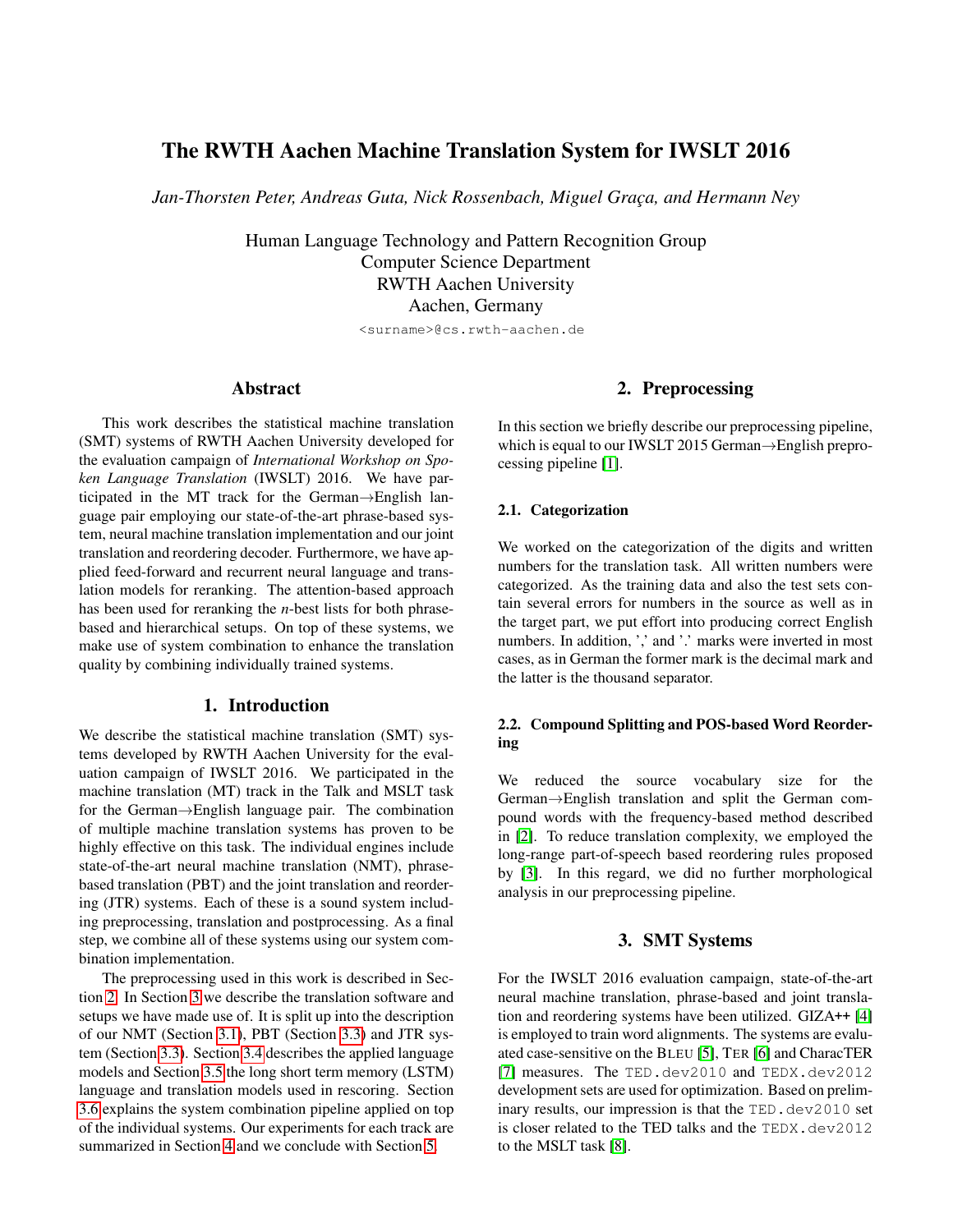# The RWTH Aachen Machine Translation System for IWSLT 2016

*Jan-Thorsten Peter, Andreas Guta, Nick Rossenbach, Miguel Graça, and Hermann Ney*

Human Language Technology and Pattern Recognition Group
Computer Science Department
RWTH Aachen University
Aachen, Germany

`<surname>@cs.rwth-aachen.de`

## Abstract

This work describes the statistical machine translation (SMT) systems of RWTH Aachen University developed for the evaluation campaign of *International Workshop on Spoken Language Translation* (IWSLT) 2016. We have participated in the MT track for the German→English language pair employing our state-of-the-art phrase-based system, neural machine translation implementation and our joint translation and reordering decoder. Furthermore, we have applied feed-forward and recurrent neural language and translation models for reranking. The attention-based approach has been used for reranking the *n*-best lists for both phrase-based and hierarchical setups. On top of these systems, we make use of system combination to enhance the translation quality by combining individually trained systems.

## 1. Introduction

We describe the statistical machine translation (SMT) systems developed by RWTH Aachen University for the evaluation campaign of IWSLT 2016. We participated in the machine translation (MT) track in the Talk and MSLT task for the German→English language pair. The combination of multiple machine translation systems has proven to be highly effective on this task. The individual engines include state-of-the-art neural machine translation (NMT), phrase-based translation (PBT) and the joint translation and reordering (JTR) systems. Each of these is a sound system including preprocessing, translation and postprocessing. As a final step, we combine all of these systems using our system combination implementation.

The preprocessing used in this work is described in Section 2. In Section 3 we describe the translation software and setups we have made use of. It is split up into the description of our NMT (Section 3.1), PBT (Section 3.3) and JTR system (Section 3.3). Section 3.4 describes the applied language models and Section 3.5 the long short term memory (LSTM) language and translation models used in rescoring. Section 3.6 explains the system combination pipeline applied on top of the individual systems. Our experiments for each track are summarized in Section 4 and we conclude with Section 5.

## 2. Preprocessing

In this section we briefly describe our preprocessing pipeline, which is equal to our IWSLT 2015 German→English preprocessing pipeline [1].

### 2.1. Categorization

We worked on the categorization of the digits and written numbers for the translation task. All written numbers were categorized. As the training data and also the test sets contain several errors for numbers in the source as well as in the target part, we put effort into producing correct English numbers. In addition, ',' and '.' marks were inverted in most cases, as in German the former mark is the decimal mark and the latter is the thousand separator.

### 2.2. Compound Splitting and POS-based Word Reordering

We reduced the source vocabulary size for the German→English translation and split the German compound words with the frequency-based method described in [2]. To reduce translation complexity, we employed the long-range part-of-speech based reordering rules proposed by [3]. In this regard, we did no further morphological analysis in our preprocessing pipeline.

## 3. SMT Systems

For the IWSLT 2016 evaluation campaign, state-of-the-art neural machine translation, phrase-based and joint translation and reordering systems have been utilized. GIZA++ [4] is employed to train word alignments. The systems are evaluated case-sensitive on the BLEU [5], TER [6] and CharacTER [7] measures. The `TED.dev2010` and `TEDX.dev2012` development sets are used for optimization. Based on preliminary results, our impression is that the `TED.dev2010` set is closer related to the TED talks and the `TEDX.dev2012` to the MSLT task [8].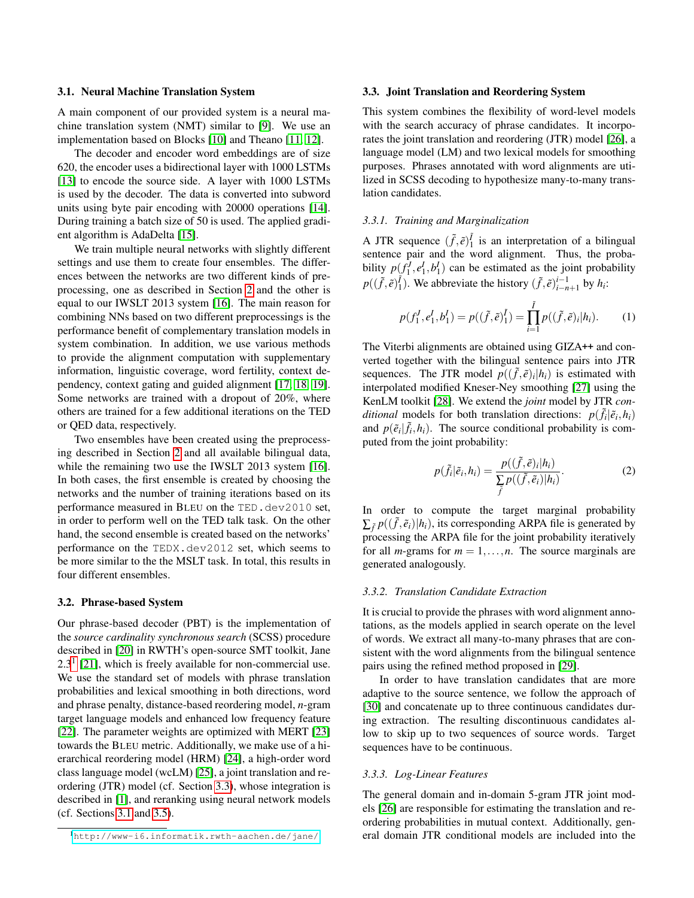### 3.1. Neural Machine Translation System

A main component of our provided system is a neural machine translation system (NMT) similar to [9]. We use an implementation based on Blocks [10] and Theano [11, 12].

The decoder and encoder word embeddings are of size 620, the encoder uses a bidirectional layer with 1000 LSTMs [13] to encode the source side. A layer with 1000 LSTMs is used by the decoder. The data is converted into subword units using byte pair encoding with 20000 operations [14]. During training a batch size of 50 is used. The applied gradient algorithm is AdaDelta [15].

We train multiple neural networks with slightly different settings and use them to create four ensembles. The differences between the networks are two different kinds of preprocessing, one as described in Section 2 and the other is equal to our IWSLT 2013 system [16]. The main reason for combining NNs based on two different preprocessings is the performance benefit of complementary translation models in system combination. In addition, we use various methods to provide the alignment computation with supplementary information, linguistic coverage, word fertility, context dependency, context gating and guided alignment [17, 18, 19]. Some networks are trained with a dropout of 20%, where others are trained for a few additional iterations on the TED or QED data, respectively.

Two ensembles have been created using the preprocessing described in Section 2 and all available bilingual data, while the remaining two use the IWSLT 2013 system [16]. In both cases, the first ensemble is created by choosing the networks and the number of training iterations based on its performance measured in BLEU on the `TED.dev2010` set, in order to perform well on the TED talk task. On the other hand, the second ensemble is created based on the networks' performance on the `TEDX.dev2012` set, which seems to be more similar to the the MSLT task. In total, this results in four different ensembles.

### 3.2. Phrase-based System

Our phrase-based decoder (PBT) is the implementation of the *source cardinality synchronous search* (SCSS) procedure described in [20] in RWTH's open-source SMT toolkit, Jane 2.3[1] [21], which is freely available for non-commercial use. We use the standard set of models with phrase translation probabilities and lexical smoothing in both directions, word and phrase penalty, distance-based reordering model, *n*-gram target language models and enhanced low frequency feature [22]. The parameter weights are optimized with MERT [23] towards the BLEU metric. Additionally, we make use of a hierarchical reordering model (HRM) [24], a high-order word class language model (wcLM) [25], a joint translation and reordering (JTR) model (cf. Section 3.3), whose integration is described in [1], and reranking using neural network models (cf. Sections 3.1 and 3.5).

[1] http://www-i6.informatik.rwth-aachen.de/jane/

### 3.3. Joint Translation and Reordering System

This system combines the flexibility of word-level models with the search accuracy of phrase candidates. It incorporates the joint translation and reordering (JTR) model [26], a language model (LM) and two lexical models for smoothing purposes. Phrases annotated with word alignments are utilized in SCSS decoding to hypothesize many-to-many translation candidates.

#### 3.3.1. Training and Marginalization

A JTR sequence $(\tilde{f},\tilde{e})_1^{\tilde{I}}$ is an interpretation of a bilingual sentence pair and the word alignment. Thus, the probability $p(f_1^J, e_1^I, b_1^I)$ can be estimated as the joint probability $p((\tilde{f},\tilde{e})_1^{\tilde{I}})$. We abbreviate the history $(\tilde{f},\tilde{e})_{i-n+1}^{i-1}$ by $h_i$:

$$p(f_1^J, e_1^I, b_1^I) = p((\tilde{f},\tilde{e})_1^{\tilde{I}}) = \prod_{i=1}^{\tilde{I}} p((\tilde{f},\tilde{e})_i | h_i). \quad (1)$$

The Viterbi alignments are obtained using GIZA++ and converted together with the bilingual sentence pairs into JTR sequences. The JTR model $p((\tilde{f},\tilde{e})_i|h_i)$ is estimated with interpolated modified Kneser-Ney smoothing [27] using the KenLM toolkit [28]. We extend the *joint* model by JTR *conditional* models for both translation directions: $p(\tilde{f}_i|\tilde{e}_i, h_i)$ and $p(\tilde{e}_i|\tilde{f}_i, h_i)$. The source conditional probability is computed from the joint probability:

$$p(\tilde{f}_i|\tilde{e}_i, h_i) = \frac{p((\tilde{f},\tilde{e})_i|h_i)}{\sum_{\tilde{f}} p((\tilde{f},\tilde{e}_i)|h_i)}. \quad (2)$$

In order to compute the target marginal probability $\sum_{\tilde{f}} p((\tilde{f},\tilde{e}_i)|h_i)$, its corresponding ARPA file is generated by processing the ARPA file for the joint probability iteratively for all *m*-grams for $m = 1,\ldots,n$. The source marginals are generated analogously.

#### 3.3.2. Translation Candidate Extraction

It is crucial to provide the phrases with word alignment annotations, as the models applied in search operate on the level of words. We extract all many-to-many phrases that are consistent with the word alignments from the bilingual sentence pairs using the refined method proposed in [29].

In order to have translation candidates that are more adaptive to the source sentence, we follow the approach of [30] and concatenate up to three continuous candidates during extraction. The resulting discontinuous candidates allow to skip up to two sequences of source words. Target sequences have to be continuous.

#### 3.3.3. Log-Linear Features

The general domain and in-domain 5-gram JTR joint models [26] are responsible for estimating the translation and reordering probabilities in mutual context. Additionally, general domain JTR conditional models are included into the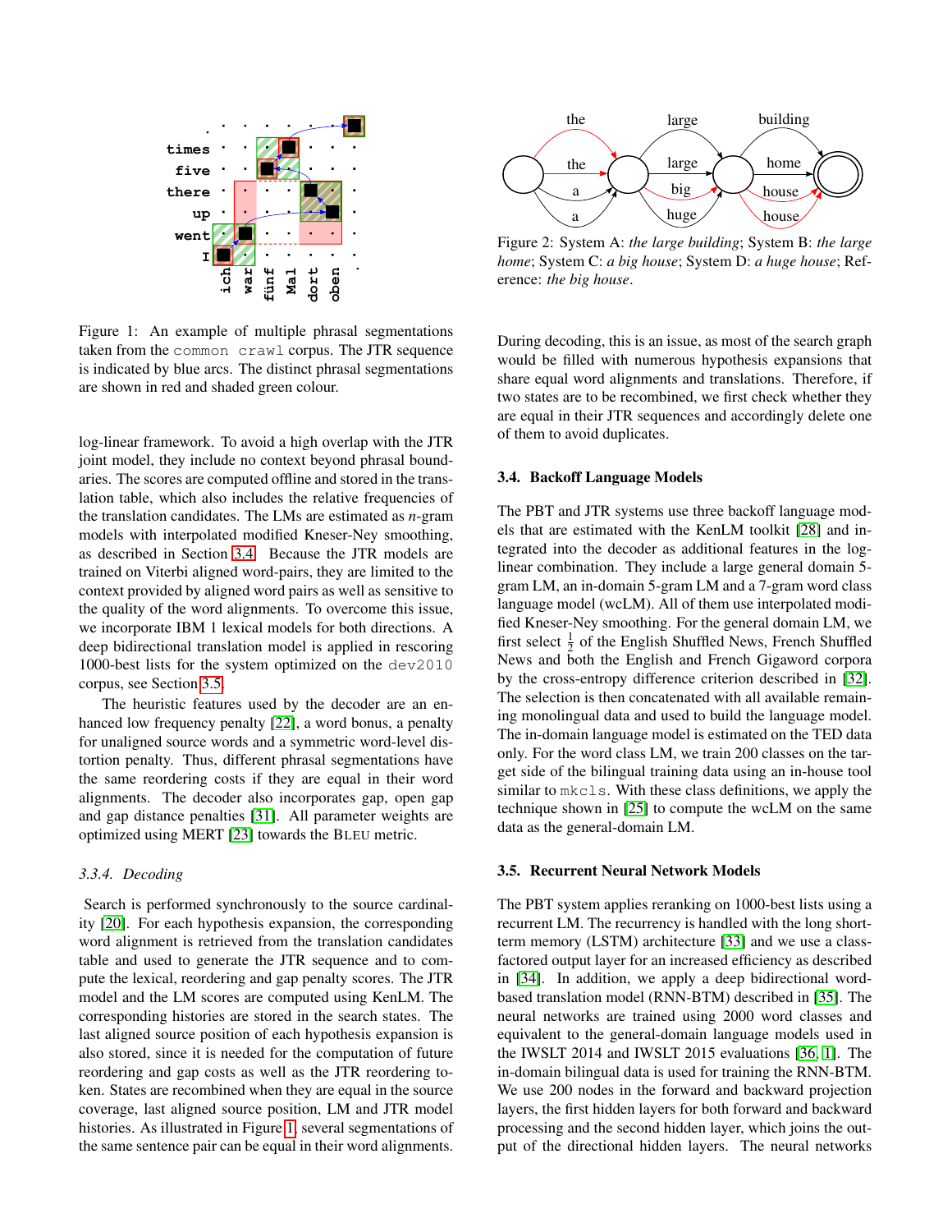Figure 1: An example of multiple phrasal segmentations taken from the `common crawl` corpus. The JTR sequence is indicated by blue arcs. The distinct phrasal segmentations are shown in red and shaded green colour.

log-linear framework. To avoid a high overlap with the JTR joint model, they include no context beyond phrasal boundaries. The scores are computed offline and stored in the translation table, which also includes the relative frequencies of the translation candidates. The LMs are estimated as *n*-gram models with interpolated modified Kneser-Ney smoothing, as described in Section 3.4. Because the JTR models are trained on Viterbi aligned word-pairs, they are limited to the context provided by aligned word pairs as well as sensitive to the quality of the word alignments. To overcome this issue, we incorporate IBM 1 lexical models for both directions. A deep bidirectional translation model is applied in rescoring 1000-best lists for the system optimized on the `dev2010` corpus, see Section 3.5.

The heuristic features used by the decoder are an enhanced low frequency penalty [22], a word bonus, a penalty for unaligned source words and a symmetric word-level distortion penalty. Thus, different phrasal segmentations have the same reordering costs if they are equal in their word alignments. The decoder also incorporates gap, open gap and gap distance penalties [31]. All parameter weights are optimized using MERT [23] towards the BLEU metric.

#### 3.3.4. Decoding

Search is performed synchronously to the source cardinality [20]. For each hypothesis expansion, the corresponding word alignment is retrieved from the translation candidates table and used to generate the JTR sequence and to compute the lexical, reordering and gap penalty scores. The JTR model and the LM scores are computed using KenLM. The corresponding histories are stored in the search states. The last aligned source position of each hypothesis expansion is also stored, since it is needed for the computation of future reordering and gap costs as well as the JTR reordering token. States are recombined when they are equal in the source coverage, last aligned source position, LM and JTR model histories. As illustrated in Figure 1, several segmentations of the same sentence pair can be equal in their word alignments.

Figure 2: System A: *the large building*; System B: *the large home*; System C: *a big house*; System D: *a huge house*; Reference: *the big house*.

During decoding, this is an issue, as most of the search graph would be filled with numerous hypothesis expansions that share equal word alignments and translations. Therefore, if two states are to be recombined, we first check whether they are equal in their JTR sequences and accordingly delete one of them to avoid duplicates.

### 3.4. Backoff Language Models

The PBT and JTR systems use three backoff language models that are estimated with the KenLM toolkit [28] and integrated into the decoder as additional features in the log-linear combination. They include a large general domain 5-gram LM, an in-domain 5-gram LM and a 7-gram word class language model (wcLM). All of them use interpolated modified Kneser-Ney smoothing. For the general domain LM, we first select $\frac{1}{2}$ of the English Shuffled News, French Shuffled News and both the English and French Gigaword corpora by the cross-entropy difference criterion described in [32]. The selection is then concatenated with all available remaining monolingual data and used to build the language model. The in-domain language model is estimated on the TED data only. For the word class LM, we train 200 classes on the target side of the bilingual training data using an in-house tool similar to `mkcls`. With these class definitions, we apply the technique shown in [25] to compute the wcLM on the same data as the general-domain LM.

### 3.5. Recurrent Neural Network Models

The PBT system applies reranking on 1000-best lists using a recurrent LM. The recurrency is handled with the long short-term memory (LSTM) architecture [33] and we use a class-factored output layer for an increased efficiency as described in [34]. In addition, we apply a deep bidirectional word-based translation model (RNN-BTM) described in [35]. The neural networks are trained using 2000 word classes and equivalent to the general-domain language models used in the IWSLT 2014 and IWSLT 2015 evaluations [36, 1]. The in-domain bilingual data is used for training the RNN-BTM. We use 200 nodes in the forward and backward projection layers, the first hidden layers for both forward and backward processing and the second hidden layer, which joins the output of the directional hidden layers. The neural networks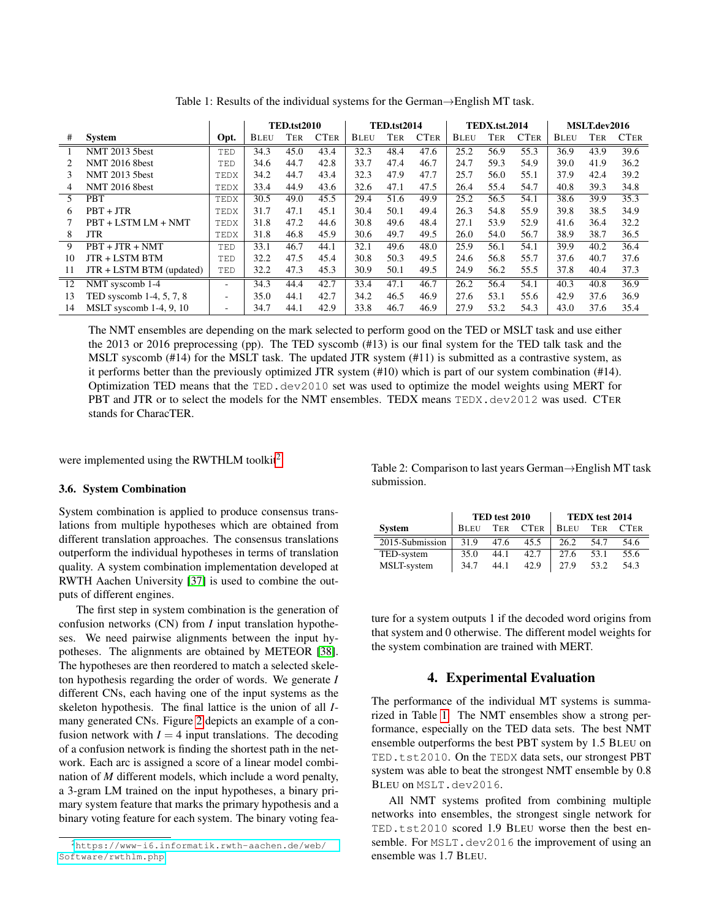Table 1: Results of the individual systems for the German→English MT task.

| # | System | Opt. | TED.tst2010 | | | TED.tst2014 | | | TEDX.tst.2014 | | | MSLT.dev2016 | | |
|---|---|---|---|---|---|---|---|---|---|---|---|---|---|---|
| | | | BLEU | TER | CTER | BLEU | TER | CTER | BLEU | TER | CTER | BLEU | TER | CTER |
| 1 | NMT 2013 5best | TED | 34.3 | 45.0 | 43.4 | 32.3 | 48.4 | 47.6 | 25.2 | 56.9 | 55.3 | 36.9 | 43.9 | 39.6 |
| 2 | NMT 2016 8best | TED | 34.6 | 44.7 | 42.8 | 33.7 | 47.4 | 46.7 | 24.7 | 59.3 | 54.9 | 39.0 | 41.9 | 36.2 |
| 3 | NMT 2013 5best | TEDX | 34.2 | 44.7 | 43.4 | 32.3 | 47.9 | 47.7 | 25.7 | 56.0 | 55.1 | 37.9 | 42.4 | 39.2 |
| 4 | NMT 2016 8best | TEDX | 33.4 | 44.9 | 43.6 | 32.6 | 47.1 | 47.5 | 26.4 | 55.4 | 54.7 | 40.8 | 39.3 | 34.8 |
| 5 | PBT | TEDX | 30.5 | 49.0 | 45.5 | 29.4 | 51.6 | 49.9 | 25.2 | 56.5 | 54.1 | 38.6 | 39.9 | 35.3 |
| 6 | PBT + JTR | TEDX | 31.7 | 47.1 | 45.1 | 30.4 | 50.1 | 49.4 | 26.3 | 54.8 | 55.9 | 39.8 | 38.5 | 34.9 |
| 7 | PBT + LSTM LM + NMT | TEDX | 31.8 | 47.2 | 44.6 | 30.8 | 49.6 | 48.4 | 27.1 | 53.9 | 52.9 | 41.6 | 36.4 | 32.2 |
| 8 | JTR | TEDX | 31.8 | 46.8 | 45.9 | 30.6 | 49.7 | 49.5 | 26.0 | 54.0 | 56.7 | 38.9 | 38.7 | 36.5 |
| 9 | PBT + JTR + NMT | TED | 33.1 | 46.7 | 44.1 | 32.1 | 49.6 | 48.0 | 25.9 | 56.1 | 54.1 | 39.9 | 40.2 | 36.4 |
| 10 | JTR + LSTM BTM | TED | 32.2 | 47.5 | 45.4 | 30.8 | 50.3 | 49.5 | 24.6 | 56.8 | 55.7 | 37.6 | 40.7 | 37.6 |
| 11 | JTR + LSTM BTM (updated) | TED | 32.2 | 47.3 | 45.3 | 30.9 | 50.1 | 49.5 | 24.9 | 56.2 | 55.5 | 37.8 | 40.4 | 37.3 |
| 12 | NMT syscomb 1-4 | - | 34.3 | 44.4 | 42.7 | 33.4 | 47.1 | 46.7 | 26.2 | 56.4 | 54.1 | 40.3 | 40.8 | 36.9 |
| 13 | TED syscomb 1-4, 5, 7, 8 | - | 35.0 | 44.1 | 42.7 | 34.2 | 46.5 | 46.9 | 27.6 | 53.1 | 55.6 | 42.9 | 37.6 | 36.9 |
| 14 | MSLT syscomb 1-4, 9, 10 | - | 34.7 | 44.1 | 42.9 | 33.8 | 46.7 | 46.9 | 27.9 | 53.2 | 54.3 | 43.0 | 37.6 | 35.4 |

The NMT ensembles are depending on the mark selected to perform good on the TED or MSLT task and use either the 2013 or 2016 preprocessing (pp). The TED syscomb (#13) is our final system for the TED talk task and the MSLT syscomb (#14) for the MSLT task. The updated JTR system (#11) is submitted as a contrastive system, as it performs better than the previously optimized JTR system (#10) which is part of our system combination (#14). Optimization TED means that the `TED.dev2010` set was used to optimize the model weights using MERT for PBT and JTR or to select the models for the NMT ensembles. TEDX means `TEDX.dev2012` was used. CTER stands for CharacTER.

were implemented using the RWTHLM toolkit[2].

### 3.6. System Combination

System combination is applied to produce consensus translations from multiple hypotheses which are obtained from different translation approaches. The consensus translations outperform the individual hypotheses in terms of translation quality. A system combination implementation developed at RWTH Aachen University [37] is used to combine the outputs of different engines.

The first step in system combination is the generation of confusion networks (CN) from $I$ input translation hypotheses. We need pairwise alignments between the input hypotheses. The alignments are obtained by METEOR [38]. The hypotheses are then reordered to match a selected skeleton hypothesis regarding the order of words. We generate $I$ different CNs, each having one of the input systems as the skeleton hypothesis. The final lattice is the union of all $I$-many generated CNs. Figure 2 depicts an example of a confusion network with $I = 4$ input translations. The decoding of a confusion network is finding the shortest path in the network. Each arc is assigned a score of a linear model combination of $M$ different models, which include a word penalty, a 3-gram LM trained on the input hypotheses, a binary primary system feature that marks the primary hypothesis and a binary voting feature for each system. The binary voting feature for a system outputs 1 if the decoded word origins from that system and 0 otherwise. The different model weights for the system combination are trained with MERT.

[2] https://www-i6.informatik.rwth-aachen.de/web/Software/rwthlm.php

Table 2: Comparison to last years German→English MT task submission.

| System | TED test 2010 | | | TEDX test 2014 | | |
|---|---|---|---|---|---|---|
| | BLEU | TER | CTER | BLEU | TER | CTER |
| 2015-Submission | 31.9 | 47.6 | 45.5 | 26.2 | 54.7 | 54.6 |
| TED-system | 35.0 | 44.1 | 42.7 | 27.6 | 53.1 | 55.6 |
| MSLT-system | 34.7 | 44.1 | 42.9 | 27.9 | 53.2 | 54.3 |

## 4. Experimental Evaluation

The performance of the individual MT systems is summarized in Table 1. The NMT ensembles show a strong performance, especially on the TED data sets. The best NMT ensemble outperforms the best PBT system by 1.5 BLEU on `TED.tst2010`. On the `TEDX` data sets, our strongest PBT system was able to beat the strongest NMT ensemble by 0.8 BLEU on `MSLT.dev2016`.

All NMT systems profited from combining multiple networks into ensembles, the strongest single network for `TED.tst2010` scored 1.9 BLEU worse then the best ensemble. For `MSLT.dev2016` the improvement of using an ensemble was 1.7 BLEU.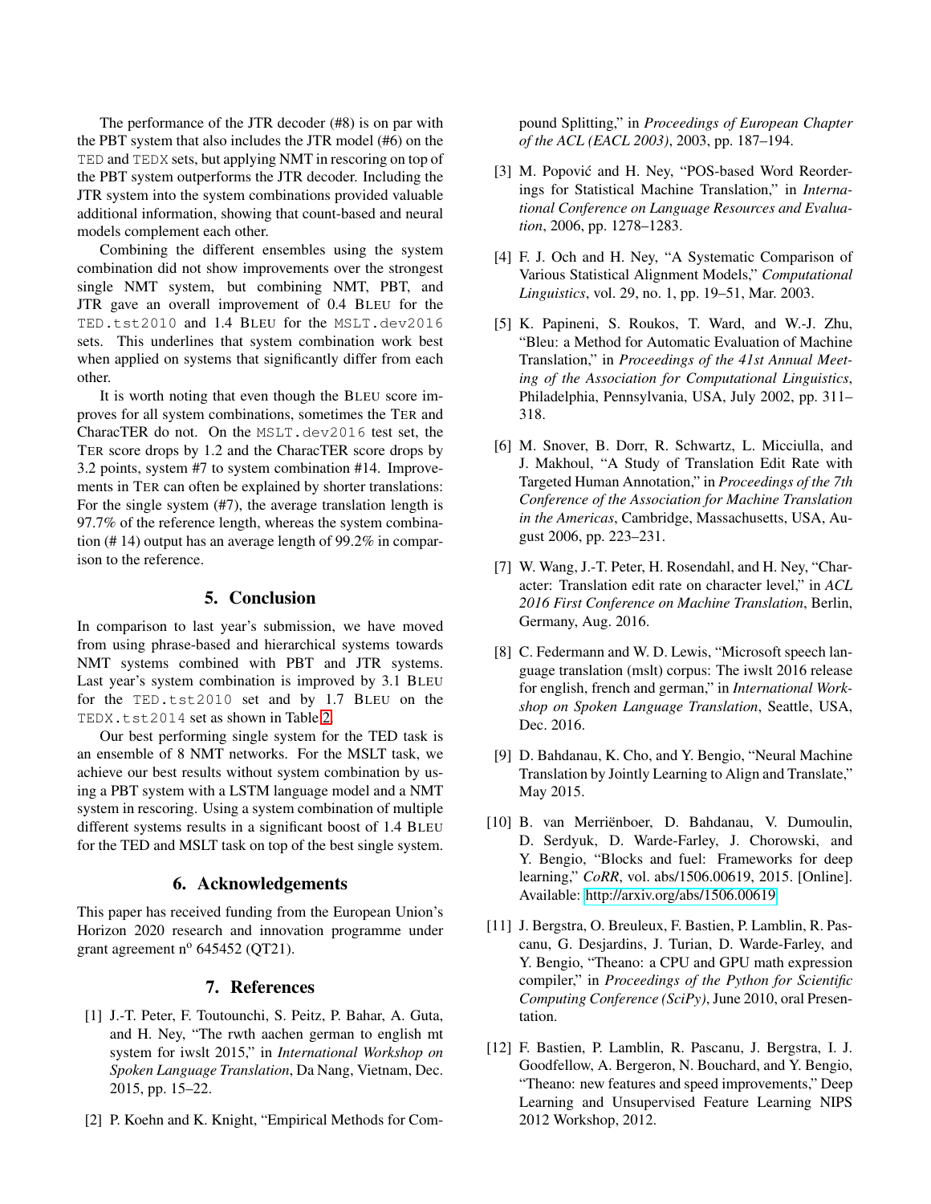The performance of the JTR decoder (#8) is on par with the PBT system that also includes the JTR model (#6) on the TED and TEDX sets, but applying NMT in rescoring on top of the PBT system outperforms the JTR decoder. Including the JTR system into the system combinations provided valuable additional information, showing that count-based and neural models complement each other.

Combining the different ensembles using the system combination did not show improvements over the strongest single NMT system, but combining NMT, PBT, and JTR gave an overall improvement of 0.4 BLEU for the TED.tst2010 and 1.4 BLEU for the MSLT.dev2016 sets. This underlines that system combination work best when applied on systems that significantly differ from each other.

It is worth noting that even though the BLEU score improves for all system combinations, sometimes the TER and CharacTER do not. On the MSLT.dev2016 test set, the TER score drops by 1.2 and the CharacTER score drops by 3.2 points, system #7 to system combination #14. Improvements in TER can often be explained by shorter translations: For the single system (#7), the average translation length is 97.7% of the reference length, whereas the system combination (# 14) output has an average length of 99.2% in comparison to the reference.

## 5. Conclusion

In comparison to last year's submission, we have moved from using phrase-based and hierarchical systems towards NMT systems combined with PBT and JTR systems. Last year's system combination is improved by 3.1 BLEU for the TED.tst2010 set and by 1.7 BLEU on the TEDX.tst2014 set as shown in Table 2.

Our best performing single system for the TED task is an ensemble of 8 NMT networks. For the MSLT task, we achieve our best results without system combination by using a PBT system with a LSTM language model and a NMT system in rescoring. Using a system combination of multiple different systems results in a significant boost of 1.4 BLEU for the TED and MSLT task on top of the best single system.

## 6. Acknowledgements

This paper has received funding from the European Union's Horizon 2020 research and innovation programme under grant agreement n$^{o}$ 645452 (QT21).

## 7. References

[1] J.-T. Peter, F. Toutounchi, S. Peitz, P. Bahar, A. Guta, and H. Ney, "The rwth aachen german to english mt system for iwslt 2015," in *International Workshop on Spoken Language Translation*, Da Nang, Vietnam, Dec. 2015, pp. 15–22.

[2] P. Koehn and K. Knight, "Empirical Methods for Compound Splitting," in *Proceedings of European Chapter of the ACL (EACL 2003)*, 2003, pp. 187–194.

[3] M. Popović and H. Ney, "POS-based Word Reorderings for Statistical Machine Translation," in *International Conference on Language Resources and Evaluation*, 2006, pp. 1278–1283.

[4] F. J. Och and H. Ney, "A Systematic Comparison of Various Statistical Alignment Models," *Computational Linguistics*, vol. 29, no. 1, pp. 19–51, Mar. 2003.

[5] K. Papineni, S. Roukos, T. Ward, and W.-J. Zhu, "Bleu: a Method for Automatic Evaluation of Machine Translation," in *Proceedings of the 41st Annual Meeting of the Association for Computational Linguistics*, Philadelphia, Pennsylvania, USA, July 2002, pp. 311–318.

[6] M. Snover, B. Dorr, R. Schwartz, L. Micciulla, and J. Makhoul, "A Study of Translation Edit Rate with Targeted Human Annotation," in *Proceedings of the 7th Conference of the Association for Machine Translation in the Americas*, Cambridge, Massachusetts, USA, August 2006, pp. 223–231.

[7] W. Wang, J.-T. Peter, H. Rosendahl, and H. Ney, "Character: Translation edit rate on character level," in *ACL 2016 First Conference on Machine Translation*, Berlin, Germany, Aug. 2016.

[8] C. Federmann and W. D. Lewis, "Microsoft speech language translation (mslt) corpus: The iwslt 2016 release for english, french and german," in *International Workshop on Spoken Language Translation*, Seattle, USA, Dec. 2016.

[9] D. Bahdanau, K. Cho, and Y. Bengio, "Neural Machine Translation by Jointly Learning to Align and Translate," May 2015.

[10] B. van Merriënboer, D. Bahdanau, V. Dumoulin, D. Serdyuk, D. Warde-Farley, J. Chorowski, and Y. Bengio, "Blocks and fuel: Frameworks for deep learning," *CoRR*, vol. abs/1506.00619, 2015. [Online]. Available: http://arxiv.org/abs/1506.00619

[11] J. Bergstra, O. Breuleux, F. Bastien, P. Lamblin, R. Pascanu, G. Desjardins, J. Turian, D. Warde-Farley, and Y. Bengio, "Theano: a CPU and GPU math expression compiler," in *Proceedings of the Python for Scientific Computing Conference (SciPy)*, June 2010, oral Presentation.

[12] F. Bastien, P. Lamblin, R. Pascanu, J. Bergstra, I. J. Goodfellow, A. Bergeron, N. Bouchard, and Y. Bengio, "Theano: new features and speed improvements," Deep Learning and Unsupervised Feature Learning NIPS 2012 Workshop, 2012.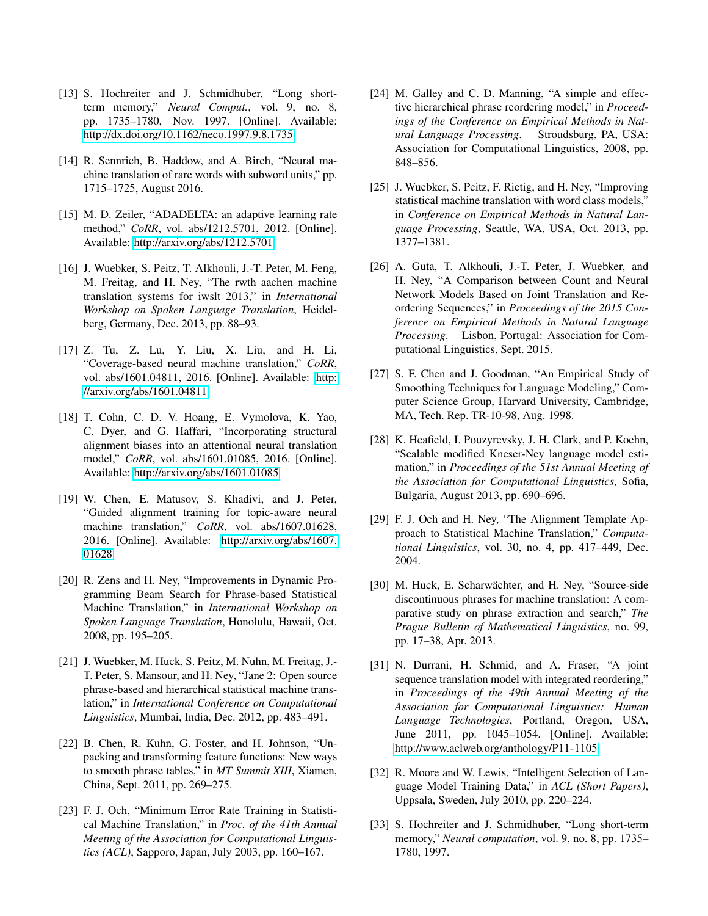[13] S. Hochreiter and J. Schmidhuber, "Long short-term memory," *Neural Comput.*, vol. 9, no. 8, pp. 1735–1780, Nov. 1997. [Online]. Available: http://dx.doi.org/10.1162/neco.1997.9.8.1735

[14] R. Sennrich, B. Haddow, and A. Birch, "Neural machine translation of rare words with subword units," pp. 1715–1725, August 2016.

[15] M. D. Zeiler, "ADADELTA: an adaptive learning rate method," *CoRR*, vol. abs/1212.5701, 2012. [Online]. Available: http://arxiv.org/abs/1212.5701

[16] J. Wuebker, S. Peitz, T. Alkhouli, J.-T. Peter, M. Feng, M. Freitag, and H. Ney, "The rwth aachen machine translation systems for iwslt 2013," in *International Workshop on Spoken Language Translation*, Heidelberg, Germany, Dec. 2013, pp. 88–93.

[17] Z. Tu, Z. Lu, Y. Liu, X. Liu, and H. Li, "Coverage-based neural machine translation," *CoRR*, vol. abs/1601.04811, 2016. [Online]. Available: http://arxiv.org/abs/1601.04811

[18] T. Cohn, C. D. V. Hoang, E. Vymolova, K. Yao, C. Dyer, and G. Haffari, "Incorporating structural alignment biases into an attentional neural translation model," *CoRR*, vol. abs/1601.01085, 2016. [Online]. Available: http://arxiv.org/abs/1601.01085

[19] W. Chen, E. Matusov, S. Khadivi, and J. Peter, "Guided alignment training for topic-aware neural machine translation," *CoRR*, vol. abs/1607.01628, 2016. [Online]. Available: http://arxiv.org/abs/1607.01628

[20] R. Zens and H. Ney, "Improvements in Dynamic Programming Beam Search for Phrase-based Statistical Machine Translation," in *International Workshop on Spoken Language Translation*, Honolulu, Hawaii, Oct. 2008, pp. 195–205.

[21] J. Wuebker, M. Huck, S. Peitz, M. Nuhn, M. Freitag, J.-T. Peter, S. Mansour, and H. Ney, "Jane 2: Open source phrase-based and hierarchical statistical machine translation," in *International Conference on Computational Linguistics*, Mumbai, India, Dec. 2012, pp. 483–491.

[22] B. Chen, R. Kuhn, G. Foster, and H. Johnson, "Unpacking and transforming feature functions: New ways to smooth phrase tables," in *MT Summit XIII*, Xiamen, China, Sept. 2011, pp. 269–275.

[23] F. J. Och, "Minimum Error Rate Training in Statistical Machine Translation," in *Proc. of the 41th Annual Meeting of the Association for Computational Linguistics (ACL)*, Sapporo, Japan, July 2003, pp. 160–167.

[24] M. Galley and C. D. Manning, "A simple and effective hierarchical phrase reordering model," in *Proceedings of the Conference on Empirical Methods in Natural Language Processing*. Stroudsburg, PA, USA: Association for Computational Linguistics, 2008, pp. 848–856.

[25] J. Wuebker, S. Peitz, F. Rietig, and H. Ney, "Improving statistical machine translation with word class models," in *Conference on Empirical Methods in Natural Language Processing*, Seattle, WA, USA, Oct. 2013, pp. 1377–1381.

[26] A. Guta, T. Alkhouli, J.-T. Peter, J. Wuebker, and H. Ney, "A Comparison between Count and Neural Network Models Based on Joint Translation and Reordering Sequences," in *Proceedings of the 2015 Conference on Empirical Methods in Natural Language Processing*. Lisbon, Portugal: Association for Computational Linguistics, Sept. 2015.

[27] S. F. Chen and J. Goodman, "An Empirical Study of Smoothing Techniques for Language Modeling," Computer Science Group, Harvard University, Cambridge, MA, Tech. Rep. TR-10-98, Aug. 1998.

[28] K. Heafield, I. Pouzyrevsky, J. H. Clark, and P. Koehn, "Scalable modified Kneser-Ney language model estimation," in *Proceedings of the 51st Annual Meeting of the Association for Computational Linguistics*, Sofia, Bulgaria, August 2013, pp. 690–696.

[29] F. J. Och and H. Ney, "The Alignment Template Approach to Statistical Machine Translation," *Computational Linguistics*, vol. 30, no. 4, pp. 417–449, Dec. 2004.

[30] M. Huck, E. Scharwächter, and H. Ney, "Source-side discontinuous phrases for machine translation: A comparative study on phrase extraction and search," *The Prague Bulletin of Mathematical Linguistics*, no. 99, pp. 17–38, Apr. 2013.

[31] N. Durrani, H. Schmid, and A. Fraser, "A joint sequence translation model with integrated reordering," in *Proceedings of the 49th Annual Meeting of the Association for Computational Linguistics: Human Language Technologies*, Portland, Oregon, USA, June 2011, pp. 1045–1054. [Online]. Available: http://www.aclweb.org/anthology/P11-1105

[32] R. Moore and W. Lewis, "Intelligent Selection of Language Model Training Data," in *ACL (Short Papers)*, Uppsala, Sweden, July 2010, pp. 220–224.

[33] S. Hochreiter and J. Schmidhuber, "Long short-term memory," *Neural computation*, vol. 9, no. 8, pp. 1735–1780, 1997.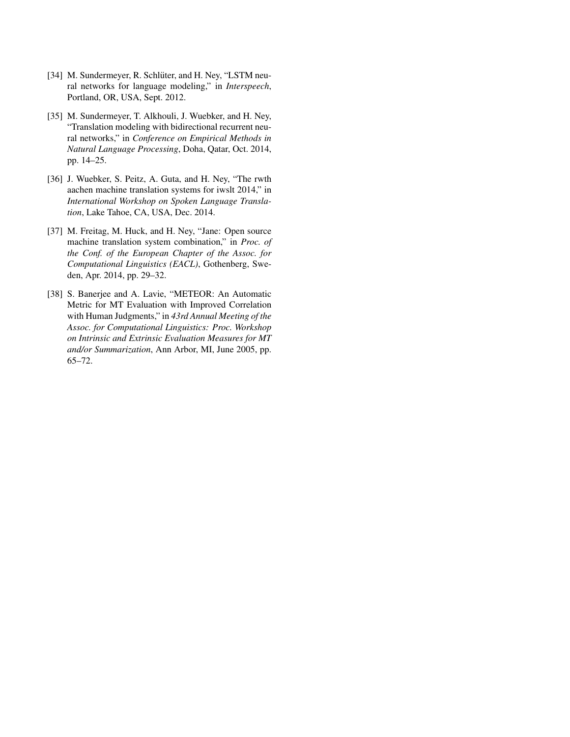[34] M. Sundermeyer, R. Schlüter, and H. Ney, "LSTM neural networks for language modeling," in *Interspeech*, Portland, OR, USA, Sept. 2012.

[35] M. Sundermeyer, T. Alkhouli, J. Wuebker, and H. Ney, "Translation modeling with bidirectional recurrent neural networks," in *Conference on Empirical Methods in Natural Language Processing*, Doha, Qatar, Oct. 2014, pp. 14–25.

[36] J. Wuebker, S. Peitz, A. Guta, and H. Ney, "The rwth aachen machine translation systems for iwslt 2014," in *International Workshop on Spoken Language Translation*, Lake Tahoe, CA, USA, Dec. 2014.

[37] M. Freitag, M. Huck, and H. Ney, "Jane: Open source machine translation system combination," in *Proc. of the Conf. of the European Chapter of the Assoc. for Computational Linguistics (EACL)*, Gothenberg, Sweden, Apr. 2014, pp. 29–32.

[38] S. Banerjee and A. Lavie, "METEOR: An Automatic Metric for MT Evaluation with Improved Correlation with Human Judgments," in *43rd Annual Meeting of the Assoc. for Computational Linguistics: Proc. Workshop on Intrinsic and Extrinsic Evaluation Measures for MT and/or Summarization*, Ann Arbor, MI, June 2005, pp. 65–72.